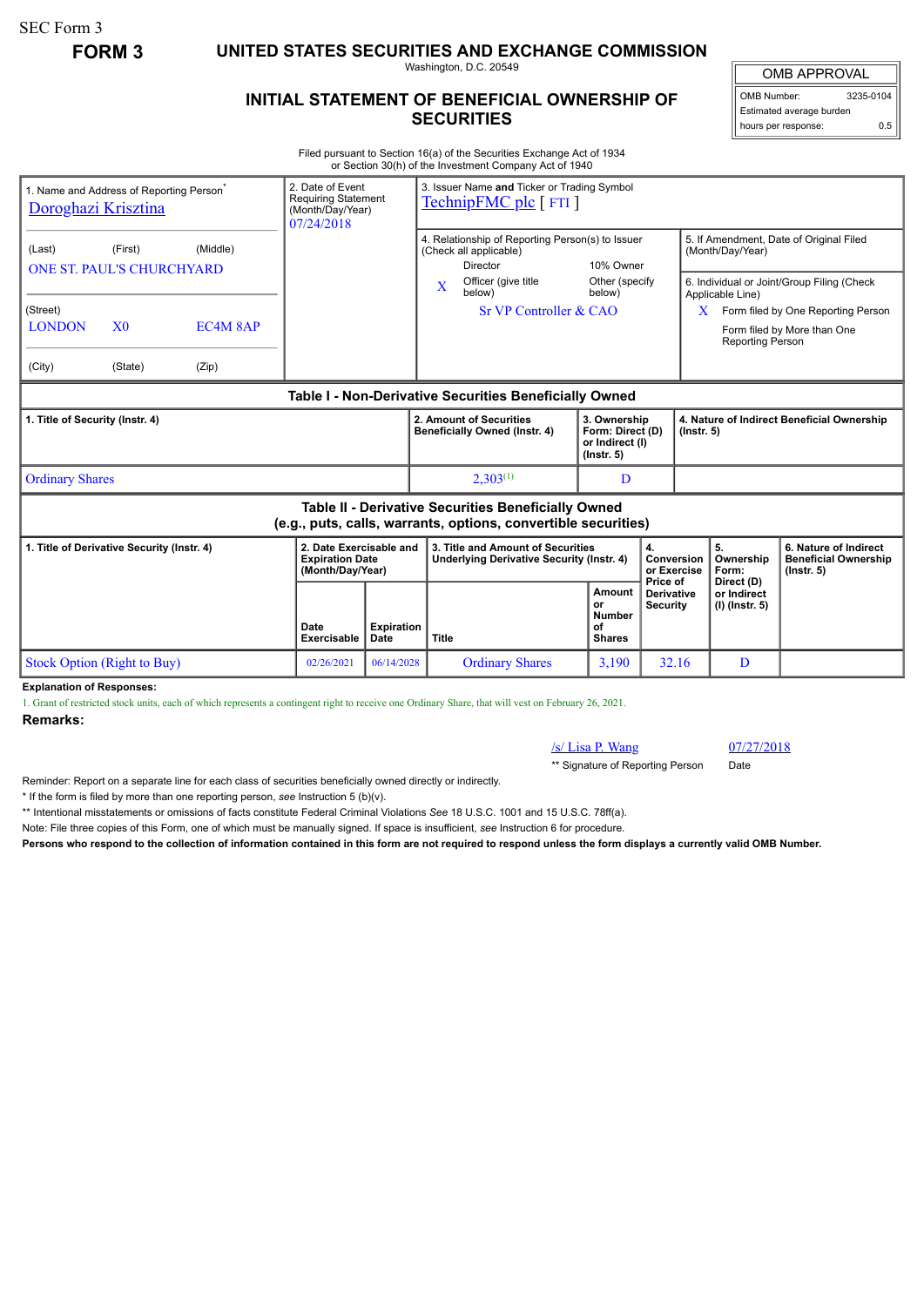SEC Form 3

**FORM 3**

# UNITED STATES SECURITIES AND EXCHANGE COMMISSION

Washington, D.C. 20549

## INITIAL STATEMENT OF BENEFICIAL OWNERSHIP OF SECURITIES

| OMB APPROVAL | |
|---|---|
| OMB Number: | 3235-0104 |
| Estimated average burden | |
| hours per response: | 0.5 |

Filed pursuant to Section 16(a) of the Securities Exchange Act of 1934
or Section 30(h) of the Investment Company Act of 1940

| 1. Name and Address of Reporting Person* | 2. Date of Event Requiring Statement (Month/Day/Year) | 3. Issuer Name and Ticker or Trading Symbol |
|---|---|---|
| Doroghazi Krisztina | 07/24/2018 | TechnipFMC plc [ FTI ] |
| (Last) (First) (Middle) ONE ST. PAUL'S CHURCHYARD | | 4. Relationship of Reporting Person(s) to Issuer (Check all applicable): Director; 10% Owner; X Officer (give title below); Other (specify below) — Sr VP Controller & CAO |
| (Street) LONDON X0 EC4M 8AP | | 5. If Amendment, Date of Original Filed (Month/Day/Year) |
| (City) (State) (Zip) | | 6. Individual or Joint/Group Filing (Check Applicable Line): X Form filed by One Reporting Person; Form filed by More than One Reporting Person |

### Table I - Non-Derivative Securities Beneficially Owned

| 1. Title of Security (Instr. 4) | 2. Amount of Securities Beneficially Owned (Instr. 4) | 3. Ownership Form: Direct (D) or Indirect (I) (Instr. 5) | 4. Nature of Indirect Beneficial Ownership (Instr. 5) |
|---|---|---|---|
| Ordinary Shares | 2,303[(1)] | D | |

### Table II - Derivative Securities Beneficially Owned (e.g., puts, calls, warrants, options, convertible securities)

| 1. Title of Derivative Security (Instr. 4) | 2. Date Exercisable and Expiration Date (Month/Day/Year) | | 3. Title and Amount of Securities Underlying Derivative Security (Instr. 4) | | 4. Conversion or Exercise Price of Derivative Security | 5. Ownership Form: Direct (D) or Indirect (I) (Instr. 5) | 6. Nature of Indirect Beneficial Ownership (Instr. 5) |
|---|---|---|---|---|---|---|---|
| | Date Exercisable | Expiration Date | Title | Amount or Number of Shares | | | |
| Stock Option (Right to Buy) | 02/26/2021 | 06/14/2028 | Ordinary Shares | 3,190 | 32.16 | D | |

**Explanation of Responses:**

1. Grant of restricted stock units, each of which represents a contingent right to receive one Ordinary Share, that will vest on February 26, 2021.

**Remarks:**

/s/ Lisa P. Wang — 07/27/2018

** Signature of Reporting Person — Date

Reminder: Report on a separate line for each class of securities beneficially owned directly or indirectly.

\* If the form is filed by more than one reporting person, *see* Instruction 5 (b)(v).

** Intentional misstatements or omissions of facts constitute Federal Criminal Violations *See* 18 U.S.C. 1001 and 15 U.S.C. 78ff(a).

Note: File three copies of this Form, one of which must be manually signed. If space is insufficient, *see* Instruction 6 for procedure.

**Persons who respond to the collection of information contained in this form are not required to respond unless the form displays a currently valid OMB Number.**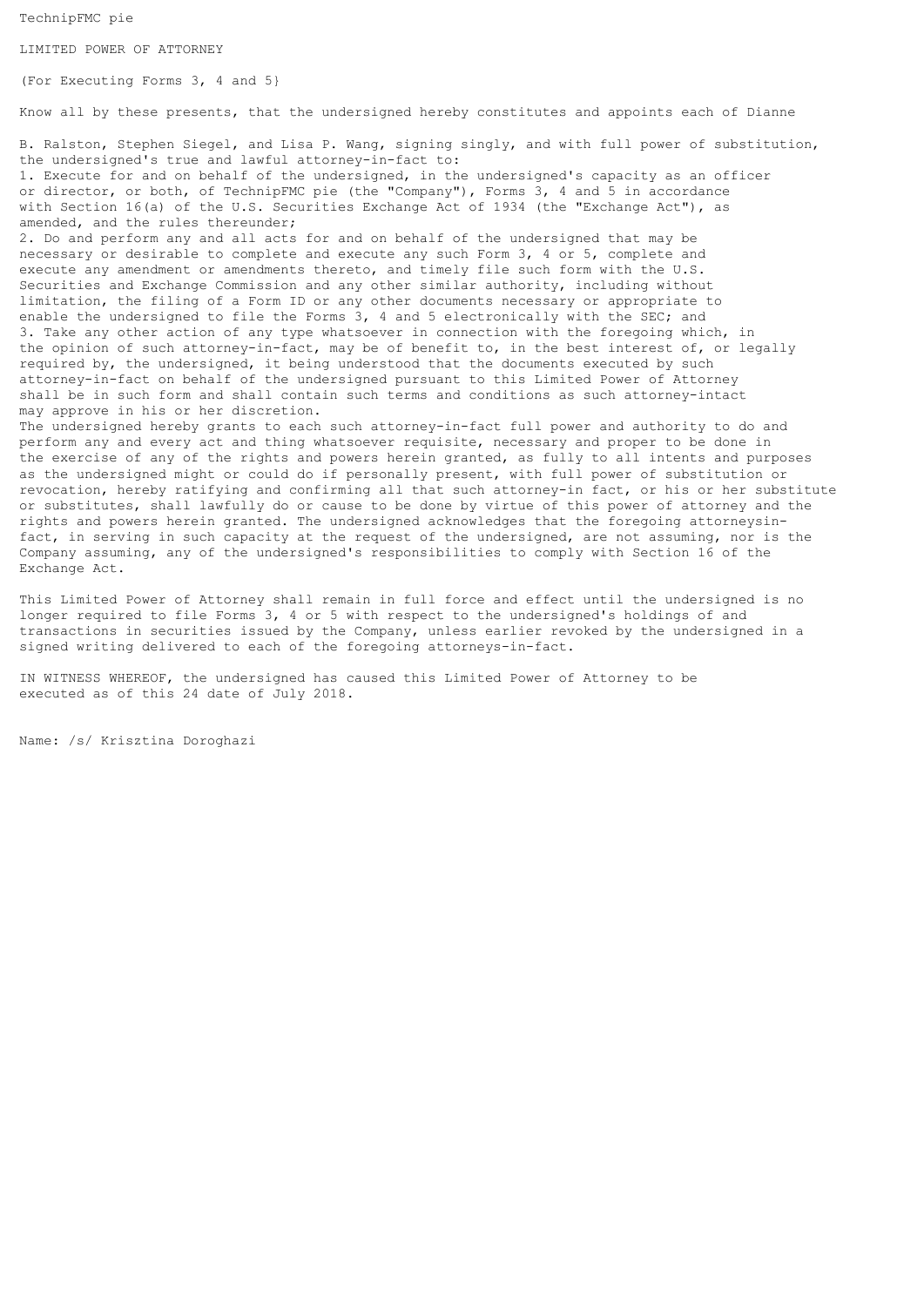TechnipFMC pie

LIMITED POWER OF ATTORNEY

(For Executing Forms 3, 4 and 5}

Know all by these presents, that the undersigned hereby constitutes and appoints each of Dianne

B. Ralston, Stephen Siegel, and Lisa P. Wang, signing singly, and with full power of substitution, the undersigned's true and lawful attorney-in-fact to:

1. Execute for and on behalf of the undersigned, in the undersigned's capacity as an officer or director, or both, of TechnipFMC pie (the "Company"), Forms 3, 4 and 5 in accordance with Section 16(a) of the U.S. Securities Exchange Act of 1934 (the "Exchange Act"), as amended, and the rules thereunder;
2. Do and perform any and all acts for and on behalf of the undersigned that may be necessary or desirable to complete and execute any such Form 3, 4 or 5, complete and execute any amendment or amendments thereto, and timely file such form with the U.S. Securities and Exchange Commission and any other similar authority, including without limitation, the filing of a Form ID or any other documents necessary or appropriate to enable the undersigned to file the Forms 3, 4 and 5 electronically with the SEC; and
3. Take any other action of any type whatsoever in connection with the foregoing which, in the opinion of such attorney-in-fact, may be of benefit to, in the best interest of, or legally required by, the undersigned, it being understood that the documents executed by such attorney-in-fact on behalf of the undersigned pursuant to this Limited Power of Attorney shall be in such form and shall contain such terms and conditions as such attorney-intact may approve in his or her discretion.

The undersigned hereby grants to each such attorney-in-fact full power and authority to do and perform any and every act and thing whatsoever requisite, necessary and proper to be done in the exercise of any of the rights and powers herein granted, as fully to all intents and purposes as the undersigned might or could do if personally present, with full power of substitution or revocation, hereby ratifying and confirming all that such attorney-in fact, or his or her substitute or substitutes, shall lawfully do or cause to be done by virtue of this power of attorney and the rights and powers herein granted. The undersigned acknowledges that the foregoing attorneysin-fact, in serving in such capacity at the request of the undersigned, are not assuming, nor is the Company assuming, any of the undersigned's responsibilities to comply with Section 16 of the Exchange Act.

This Limited Power of Attorney shall remain in full force and effect until the undersigned is no longer required to file Forms 3, 4 or 5 with respect to the undersigned's holdings of and transactions in securities issued by the Company, unless earlier revoked by the undersigned in a signed writing delivered to each of the foregoing attorneys-in-fact.

IN WITNESS WHEREOF, the undersigned has caused this Limited Power of Attorney to be executed as of this 24 date of July 2018.

Name: /s/ Krisztina Doroghazi